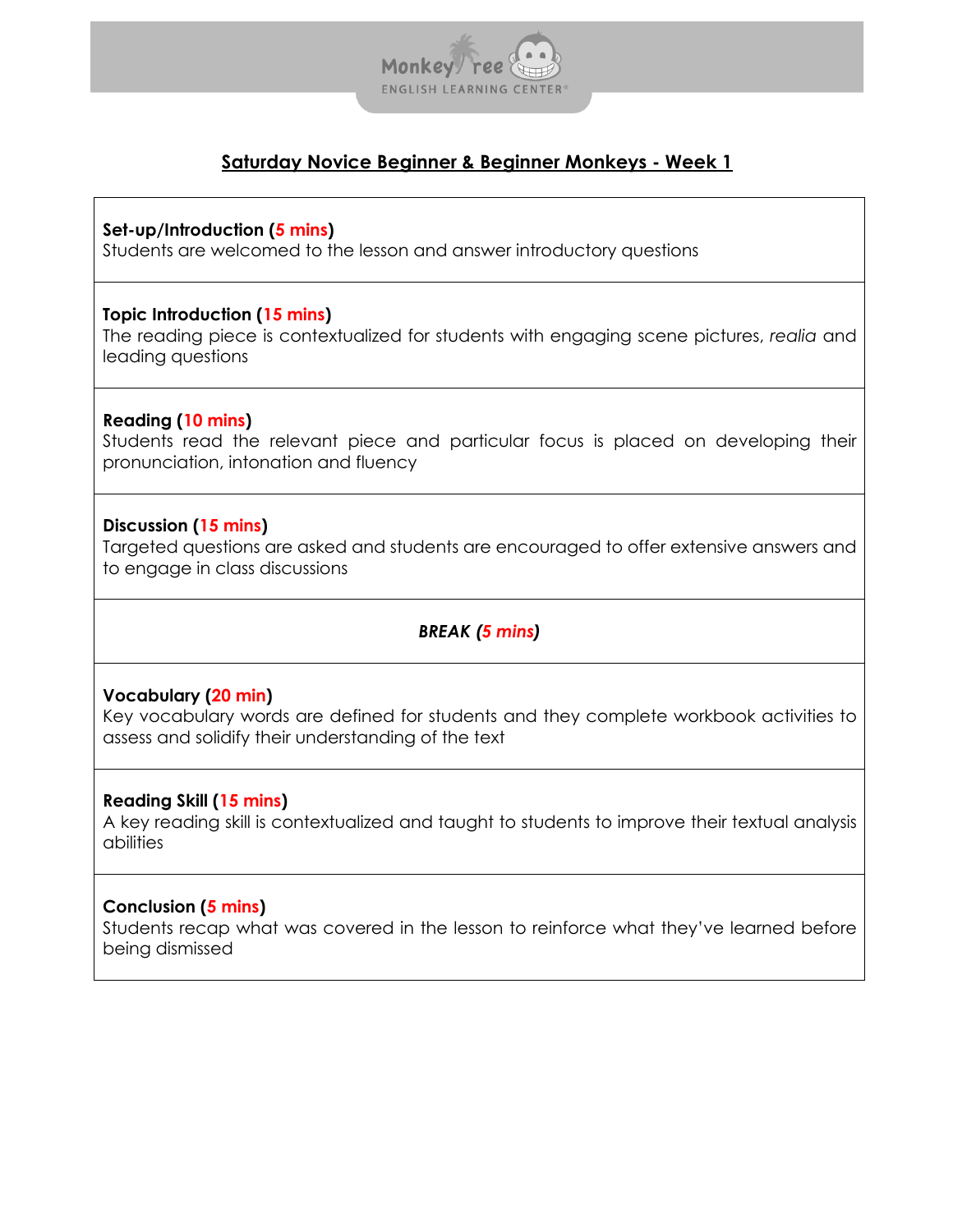## Saturday Novice Beginner & Beginner Monkeys - Week 1

**Set-up/Introduction (5 mins)**
Students are welcomed to the lesson and answer introductory questions

**Topic Introduction (15 mins)**
The reading piece is contextualized for students with engaging scene pictures, *realia* and leading questions

**Reading (10 mins)**
Students read the relevant piece and particular focus is placed on developing their pronunciation, intonation and fluency

**Discussion (15 mins)**
Targeted questions are asked and students are encouraged to offer extensive answers and to engage in class discussions

***BREAK (5 mins)***

**Vocabulary (20 min)**
Key vocabulary words are defined for students and they complete workbook activities to assess and solidify their understanding of the text

**Reading Skill (15 mins)**
A key reading skill is contextualized and taught to students to improve their textual analysis abilities

**Conclusion (5 mins)**
Students recap what was covered in the lesson to reinforce what they've learned before being dismissed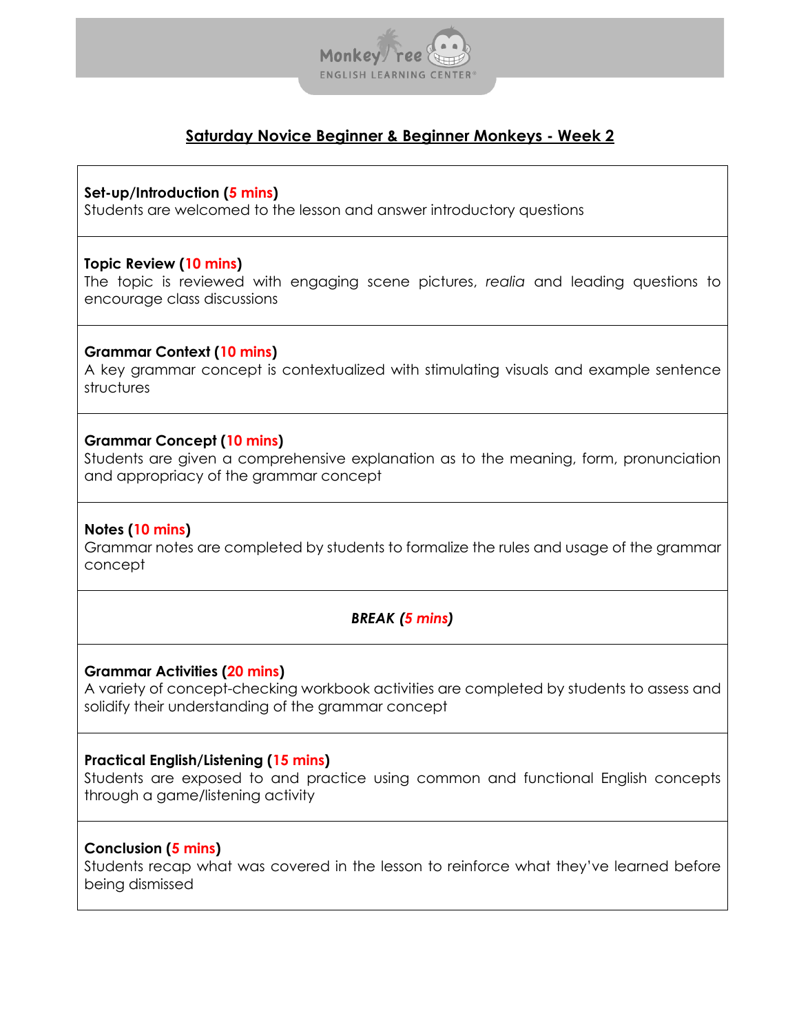## Saturday Novice Beginner & Beginner Monkeys - Week 2

**Set-up/Introduction (5 mins)**
Students are welcomed to the lesson and answer introductory questions

**Topic Review (10 mins)**
The topic is reviewed with engaging scene pictures, *realia* and leading questions to encourage class discussions

**Grammar Context (10 mins)**
A key grammar concept is contextualized with stimulating visuals and example sentence structures

**Grammar Concept (10 mins)**
Students are given a comprehensive explanation as to the meaning, form, pronunciation and appropriacy of the grammar concept

**Notes (10 mins)**
Grammar notes are completed by students to formalize the rules and usage of the grammar concept

***BREAK (5 mins)***

**Grammar Activities (20 mins)**
A variety of concept-checking workbook activities are completed by students to assess and solidify their understanding of the grammar concept

**Practical English/Listening (15 mins)**
Students are exposed to and practice using common and functional English concepts through a game/listening activity

**Conclusion (5 mins)**
Students recap what was covered in the lesson to reinforce what they've learned before being dismissed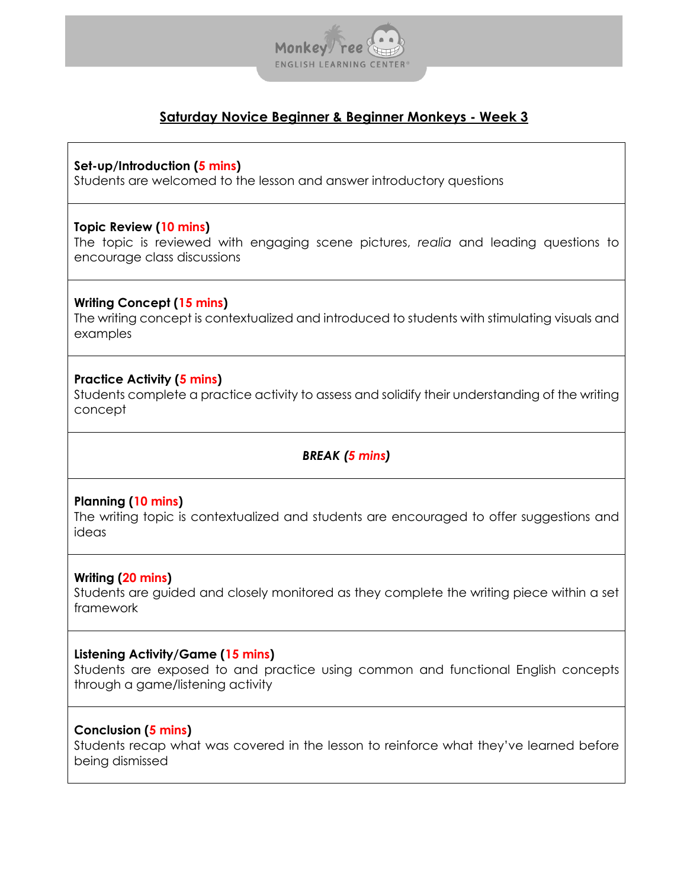## Saturday Novice Beginner & Beginner Monkeys - Week 3

**Set-up/Introduction (5 mins)**
Students are welcomed to the lesson and answer introductory questions

**Topic Review (10 mins)**
The topic is reviewed with engaging scene pictures, *realia* and leading questions to encourage class discussions

**Writing Concept (15 mins)**
The writing concept is contextualized and introduced to students with stimulating visuals and examples

**Practice Activity (5 mins)**
Students complete a practice activity to assess and solidify their understanding of the writing concept

***BREAK (5 mins)***

**Planning (10 mins)**
The writing topic is contextualized and students are encouraged to offer suggestions and ideas

**Writing (20 mins)**
Students are guided and closely monitored as they complete the writing piece within a set framework

**Listening Activity/Game (15 mins)**
Students are exposed to and practice using common and functional English concepts through a game/listening activity

**Conclusion (5 mins)**
Students recap what was covered in the lesson to reinforce what they've learned before being dismissed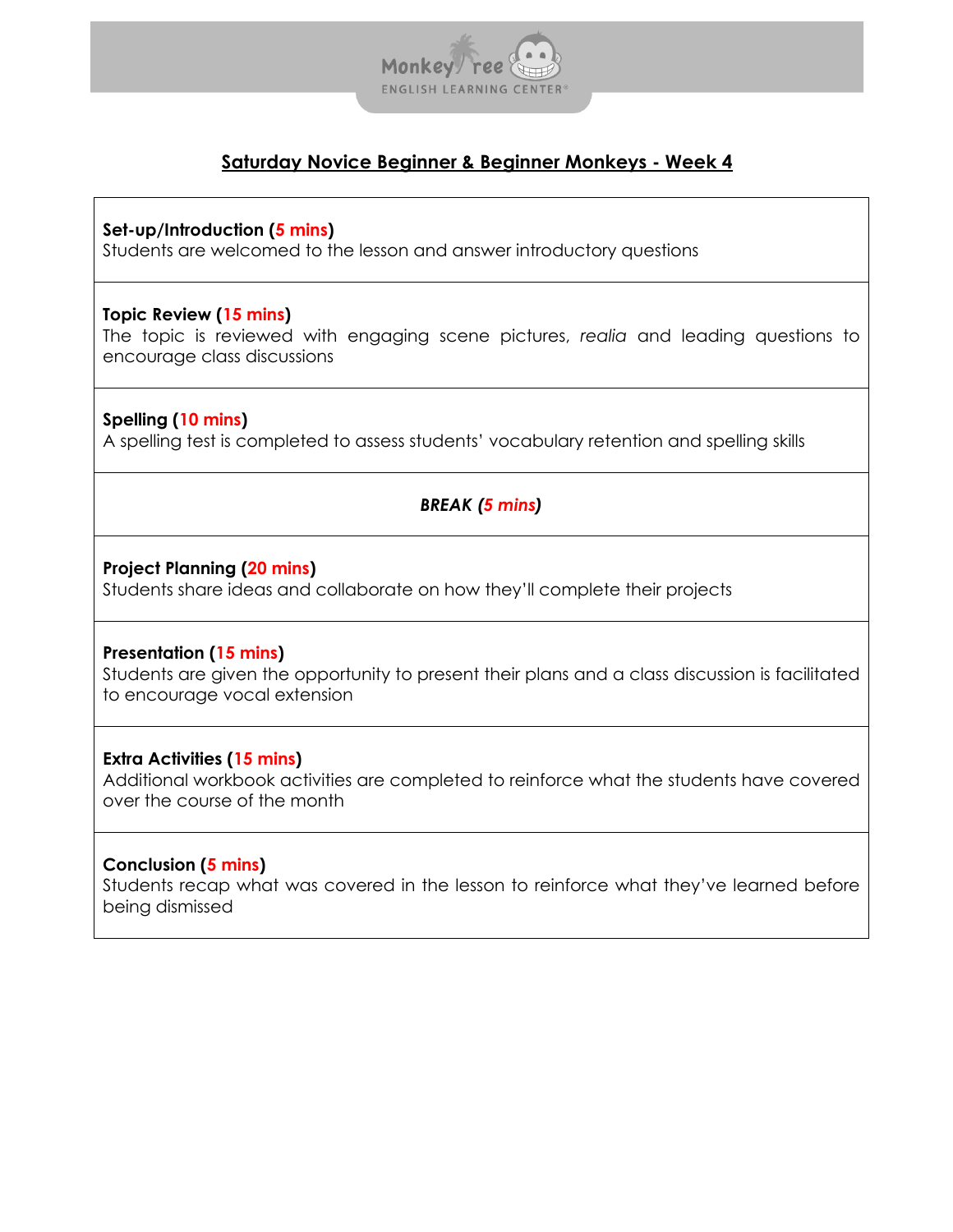## Saturday Novice Beginner & Beginner Monkeys - Week 4

**Set-up/Introduction (5 mins)**
Students are welcomed to the lesson and answer introductory questions

**Topic Review (15 mins)**
The topic is reviewed with engaging scene pictures, *realia* and leading questions to encourage class discussions

**Spelling (10 mins)**
A spelling test is completed to assess students' vocabulary retention and spelling skills

***BREAK (5 mins)***

**Project Planning (20 mins)**
Students share ideas and collaborate on how they'll complete their projects

**Presentation (15 mins)**
Students are given the opportunity to present their plans and a class discussion is facilitated to encourage vocal extension

**Extra Activities (15 mins)**
Additional workbook activities are completed to reinforce what the students have covered over the course of the month

**Conclusion (5 mins)**
Students recap what was covered in the lesson to reinforce what they've learned before being dismissed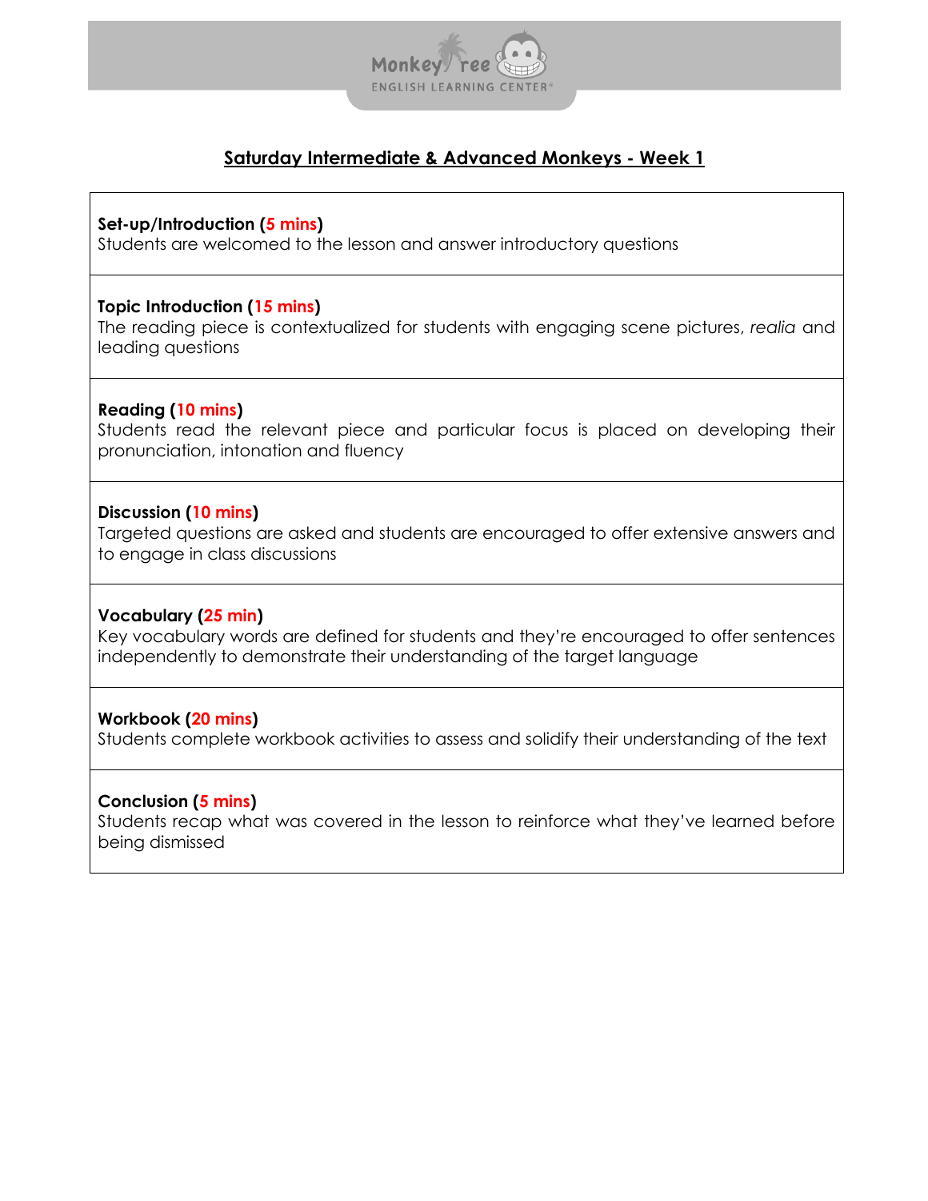## Saturday Intermediate & Advanced Monkeys - Week 1

**Set-up/Introduction (5 mins)**
Students are welcomed to the lesson and answer introductory questions

**Topic Introduction (15 mins)**
The reading piece is contextualized for students with engaging scene pictures, *realia* and leading questions

**Reading (10 mins)**
Students read the relevant piece and particular focus is placed on developing their pronunciation, intonation and fluency

**Discussion (10 mins)**
Targeted questions are asked and students are encouraged to offer extensive answers and to engage in class discussions

**Vocabulary (25 min)**
Key vocabulary words are defined for students and they're encouraged to offer sentences independently to demonstrate their understanding of the target language

**Workbook (20 mins)**
Students complete workbook activities to assess and solidify their understanding of the text

**Conclusion (5 mins)**
Students recap what was covered in the lesson to reinforce what they've learned before being dismissed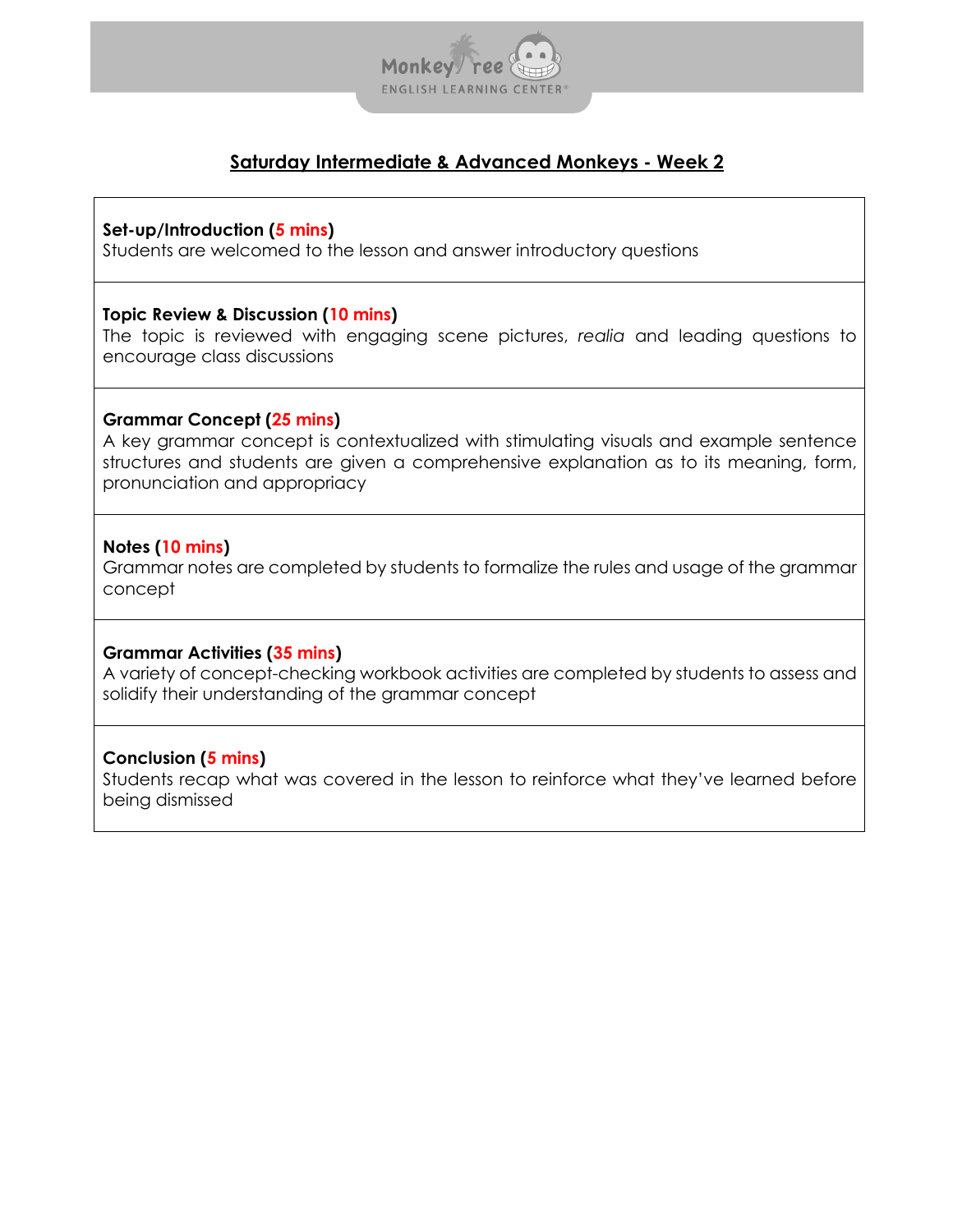# Saturday Intermediate & Advanced Monkeys - Week 2

**Set-up/Introduction (5 mins)**
Students are welcomed to the lesson and answer introductory questions

**Topic Review & Discussion (10 mins)**
The topic is reviewed with engaging scene pictures, *realia* and leading questions to encourage class discussions

**Grammar Concept (25 mins)**
A key grammar concept is contextualized with stimulating visuals and example sentence structures and students are given a comprehensive explanation as to its meaning, form, pronunciation and appropriacy

**Notes (10 mins)**
Grammar notes are completed by students to formalize the rules and usage of the grammar concept

**Grammar Activities (35 mins)**
A variety of concept-checking workbook activities are completed by students to assess and solidify their understanding of the grammar concept

**Conclusion (5 mins)**
Students recap what was covered in the lesson to reinforce what they've learned before being dismissed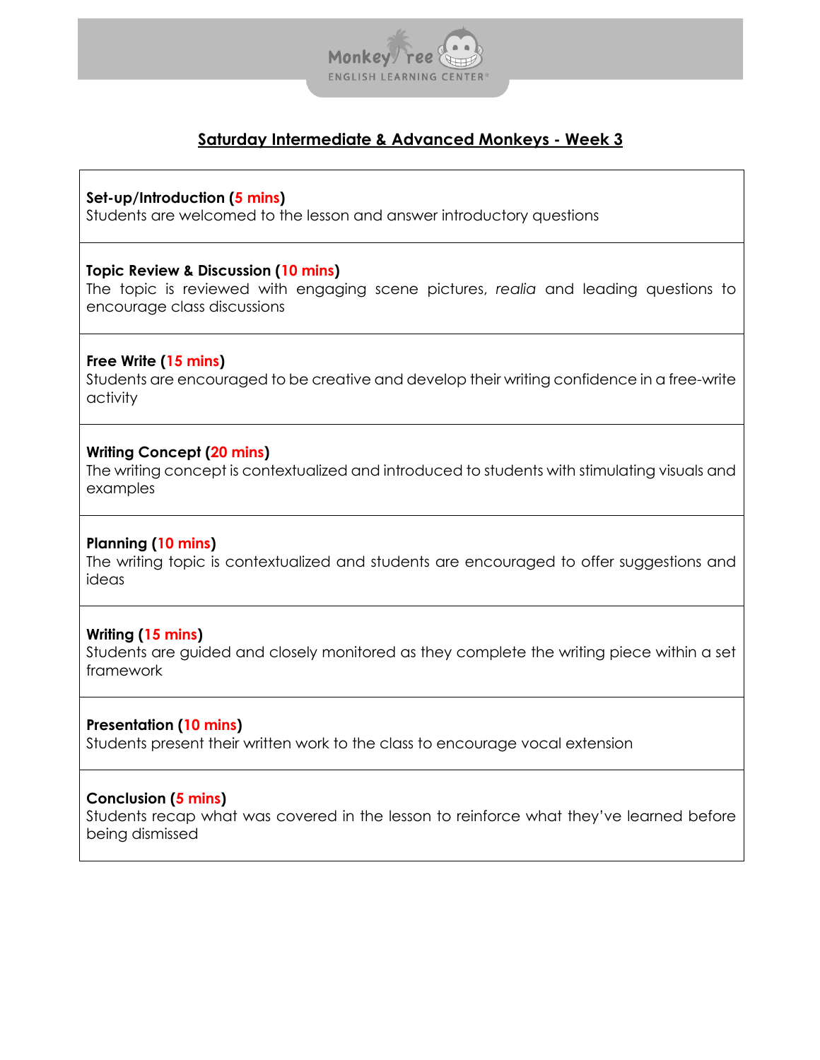## Saturday Intermediate & Advanced Monkeys - Week 3

**Set-up/Introduction (5 mins)**
Students are welcomed to the lesson and answer introductory questions

**Topic Review & Discussion (10 mins)**
The topic is reviewed with engaging scene pictures, *realia* and leading questions to encourage class discussions

**Free Write (15 mins)**
Students are encouraged to be creative and develop their writing confidence in a free-write activity

**Writing Concept (20 mins)**
The writing concept is contextualized and introduced to students with stimulating visuals and examples

**Planning (10 mins)**
The writing topic is contextualized and students are encouraged to offer suggestions and ideas

**Writing (15 mins)**
Students are guided and closely monitored as they complete the writing piece within a set framework

**Presentation (10 mins)**
Students present their written work to the class to encourage vocal extension

**Conclusion (5 mins)**
Students recap what was covered in the lesson to reinforce what they've learned before being dismissed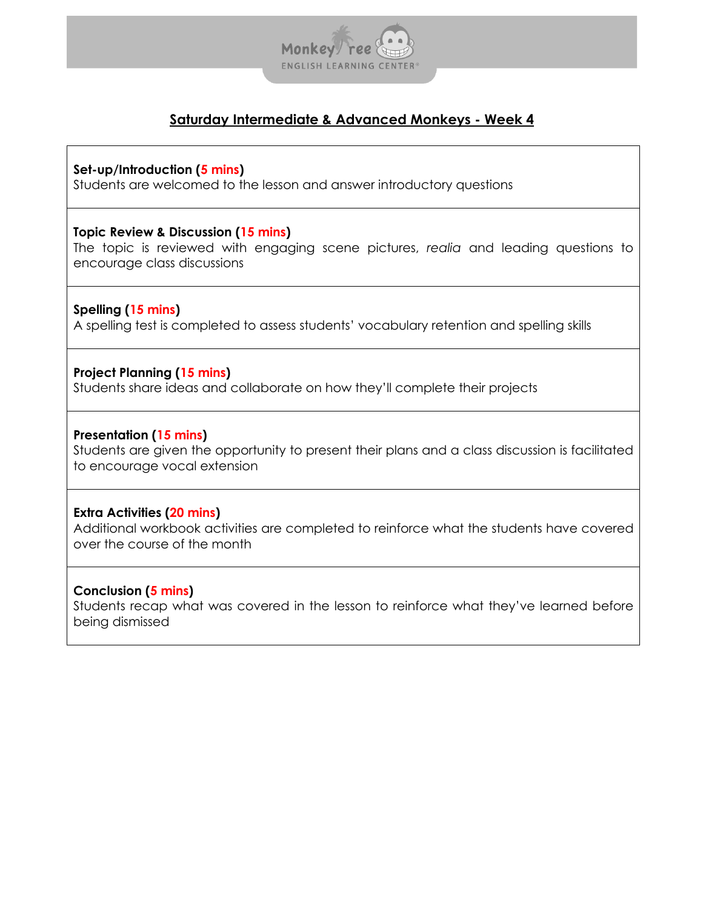## Saturday Intermediate & Advanced Monkeys - Week 4

**Set-up/Introduction (5 mins)**
Students are welcomed to the lesson and answer introductory questions

**Topic Review & Discussion (15 mins)**
The topic is reviewed with engaging scene pictures, *realia* and leading questions to encourage class discussions

**Spelling (15 mins)**
A spelling test is completed to assess students' vocabulary retention and spelling skills

**Project Planning (15 mins)**
Students share ideas and collaborate on how they'll complete their projects

**Presentation (15 mins)**
Students are given the opportunity to present their plans and a class discussion is facilitated to encourage vocal extension

**Extra Activities (20 mins)**
Additional workbook activities are completed to reinforce what the students have covered over the course of the month

**Conclusion (5 mins)**
Students recap what was covered in the lesson to reinforce what they've learned before being dismissed